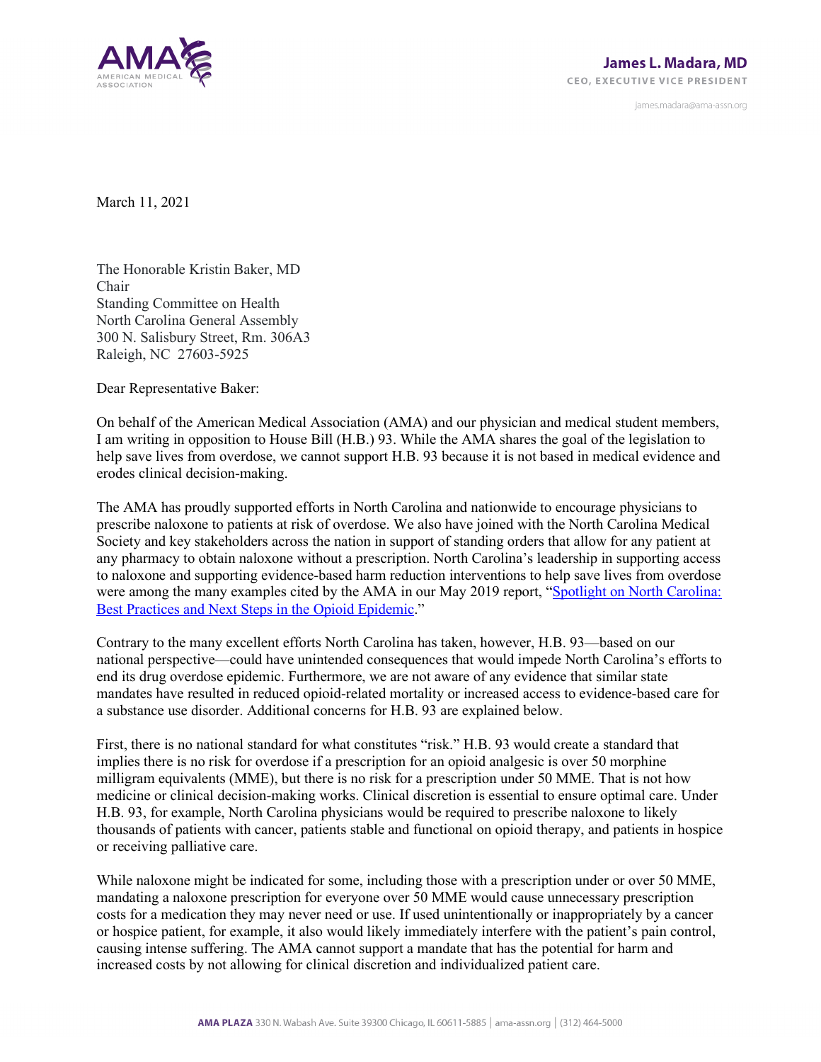AMA AMERICAN MEDICAL ASSOCIATION

**James L. Madara, MD**
CEO, EXECUTIVE VICE PRESIDENT

james.madara@ama-assn.org

March 11, 2021

The Honorable Kristin Baker, MD
Chair
Standing Committee on Health
North Carolina General Assembly
300 N. Salisbury Street, Rm. 306A3
Raleigh, NC 27603-5925

Dear Representative Baker:

On behalf of the American Medical Association (AMA) and our physician and medical student members, I am writing in opposition to House Bill (H.B.) 93. While the AMA shares the goal of the legislation to help save lives from overdose, we cannot support H.B. 93 because it is not based in medical evidence and erodes clinical decision-making.

The AMA has proudly supported efforts in North Carolina and nationwide to encourage physicians to prescribe naloxone to patients at risk of overdose. We also have joined with the North Carolina Medical Society and key stakeholders across the nation in support of standing orders that allow for any patient at any pharmacy to obtain naloxone without a prescription. North Carolina's leadership in supporting access to naloxone and supporting evidence-based harm reduction interventions to help save lives from overdose were among the many examples cited by the AMA in our May 2019 report, "Spotlight on North Carolina: Best Practices and Next Steps in the Opioid Epidemic."

Contrary to the many excellent efforts North Carolina has taken, however, H.B. 93—based on our national perspective—could have unintended consequences that would impede North Carolina's efforts to end its drug overdose epidemic. Furthermore, we are not aware of any evidence that similar state mandates have resulted in reduced opioid-related mortality or increased access to evidence-based care for a substance use disorder. Additional concerns for H.B. 93 are explained below.

First, there is no national standard for what constitutes "risk." H.B. 93 would create a standard that implies there is no risk for overdose if a prescription for an opioid analgesic is over 50 morphine milligram equivalents (MME), but there is no risk for a prescription under 50 MME. That is not how medicine or clinical decision-making works. Clinical discretion is essential to ensure optimal care. Under H.B. 93, for example, North Carolina physicians would be required to prescribe naloxone to likely thousands of patients with cancer, patients stable and functional on opioid therapy, and patients in hospice or receiving palliative care.

While naloxone might be indicated for some, including those with a prescription under or over 50 MME, mandating a naloxone prescription for everyone over 50 MME would cause unnecessary prescription costs for a medication they may never need or use. If used unintentionally or inappropriately by a cancer or hospice patient, for example, it also would likely immediately interfere with the patient's pain control, causing intense suffering. The AMA cannot support a mandate that has the potential for harm and increased costs by not allowing for clinical discretion and individualized patient care.

**AMA PLAZA** 330 N. Wabash Ave. Suite 39300 Chicago, IL 60611-5885 | ama-assn.org | (312) 464-5000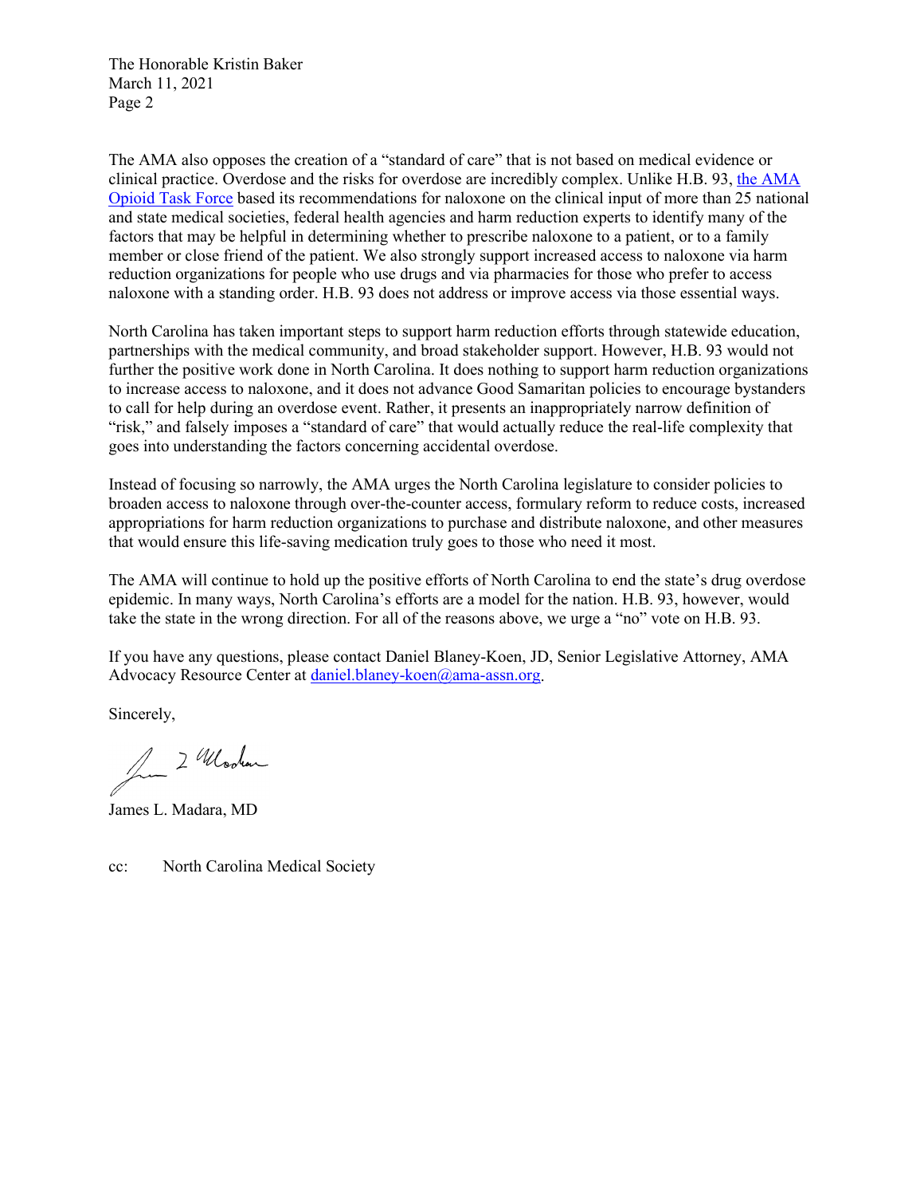The AMA also opposes the creation of a "standard of care" that is not based on medical evidence or clinical practice. Overdose and the risks for overdose are incredibly complex. Unlike H.B. 93, the AMA Opioid Task Force based its recommendations for naloxone on the clinical input of more than 25 national and state medical societies, federal health agencies and harm reduction experts to identify many of the factors that may be helpful in determining whether to prescribe naloxone to a patient, or to a family member or close friend of the patient. We also strongly support increased access to naloxone via harm reduction organizations for people who use drugs and via pharmacies for those who prefer to access naloxone with a standing order. H.B. 93 does not address or improve access via those essential ways.

North Carolina has taken important steps to support harm reduction efforts through statewide education, partnerships with the medical community, and broad stakeholder support. However, H.B. 93 would not further the positive work done in North Carolina. It does nothing to support harm reduction organizations to increase access to naloxone, and it does not advance Good Samaritan policies to encourage bystanders to call for help during an overdose event. Rather, it presents an inappropriately narrow definition of "risk," and falsely imposes a "standard of care" that would actually reduce the real-life complexity that goes into understanding the factors concerning accidental overdose.

Instead of focusing so narrowly, the AMA urges the North Carolina legislature to consider policies to broaden access to naloxone through over-the-counter access, formulary reform to reduce costs, increased appropriations for harm reduction organizations to purchase and distribute naloxone, and other measures that would ensure this life-saving medication truly goes to those who need it most.

The AMA will continue to hold up the positive efforts of North Carolina to end the state's drug overdose epidemic. In many ways, North Carolina's efforts are a model for the nation. H.B. 93, however, would take the state in the wrong direction. For all of the reasons above, we urge a "no" vote on H.B. 93.

If you have any questions, please contact Daniel Blaney-Koen, JD, Senior Legislative Attorney, AMA Advocacy Resource Center at daniel.blaney-koen@ama-assn.org.

Sincerely,

James L. Madara, MD

cc: North Carolina Medical Society